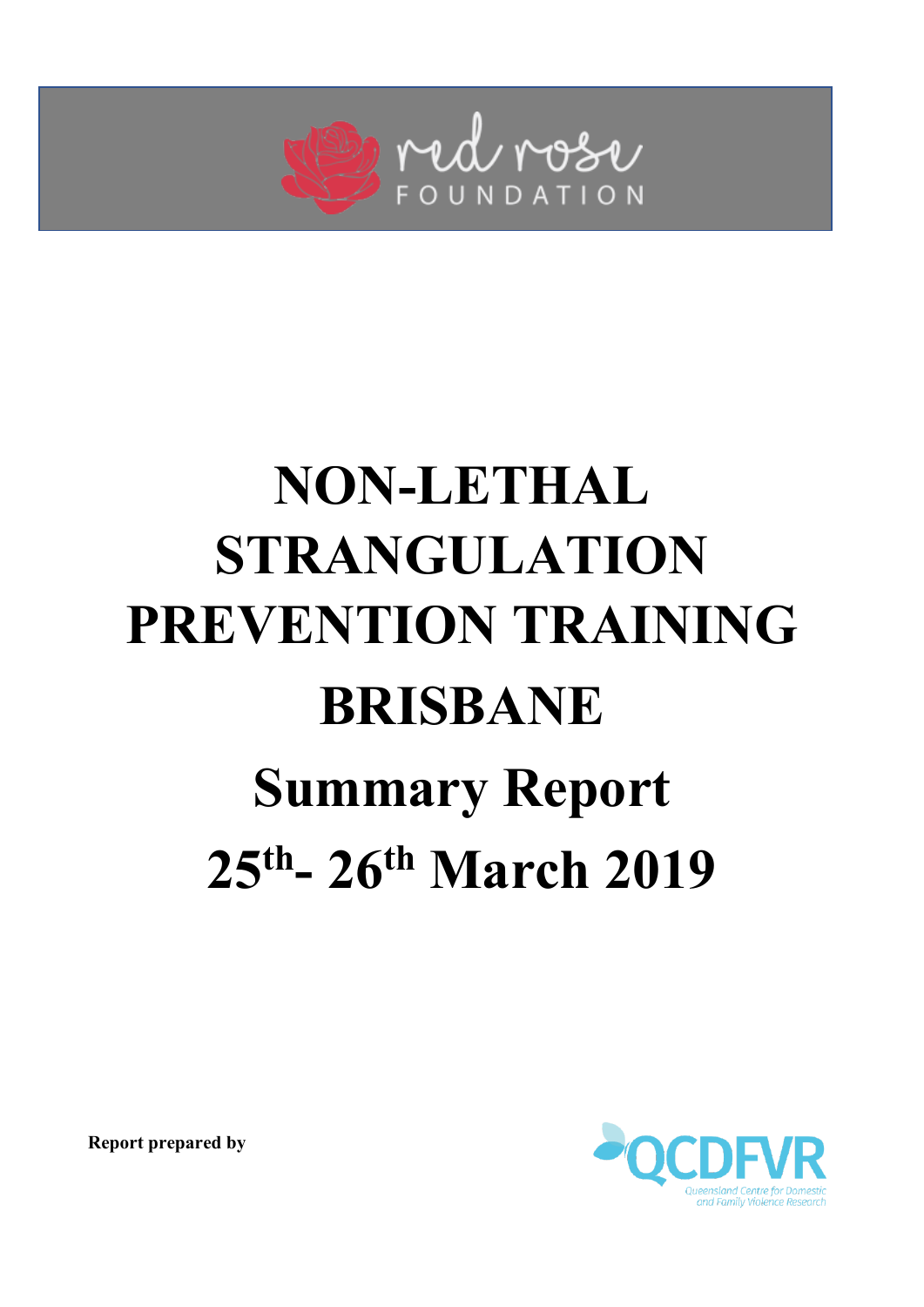red rose FOUNDATION

# NON-LETHAL STRANGULATION PREVENTION TRAINING

# BRISBANE

## Summary Report

## 25th- 26th March 2019

**Report prepared by**

QCDFVR
Queensland Centre for Domestic and Family Violence Research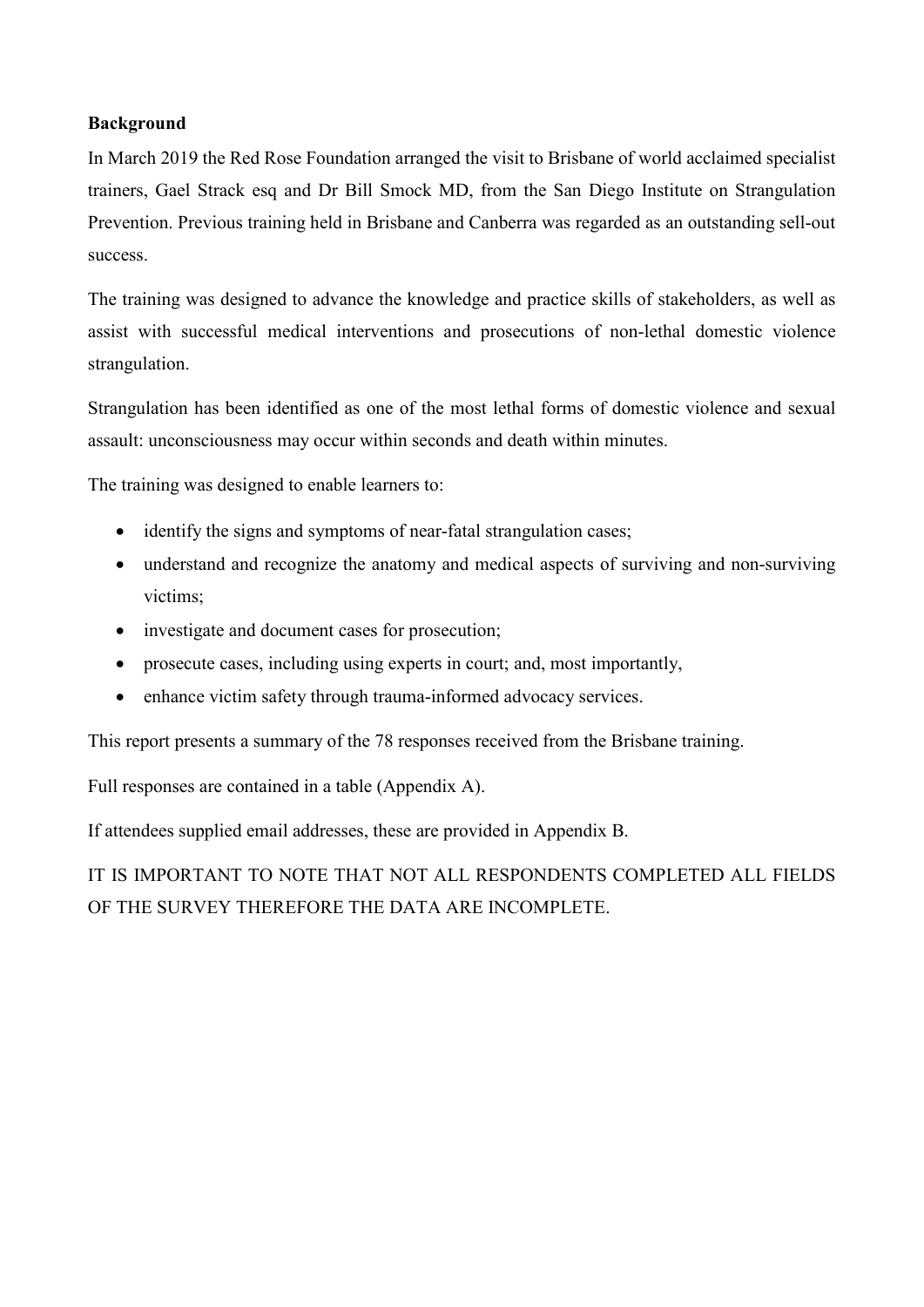**Background**

In March 2019 the Red Rose Foundation arranged the visit to Brisbane of world acclaimed specialist trainers, Gael Strack esq and Dr Bill Smock MD, from the San Diego Institute on Strangulation Prevention. Previous training held in Brisbane and Canberra was regarded as an outstanding sell-out success.

The training was designed to advance the knowledge and practice skills of stakeholders, as well as assist with successful medical interventions and prosecutions of non-lethal domestic violence strangulation.

Strangulation has been identified as one of the most lethal forms of domestic violence and sexual assault: unconsciousness may occur within seconds and death within minutes.

The training was designed to enable learners to:

- identify the signs and symptoms of near-fatal strangulation cases;
- understand and recognize the anatomy and medical aspects of surviving and non-surviving victims;
- investigate and document cases for prosecution;
- prosecute cases, including using experts in court; and, most importantly,
- enhance victim safety through trauma-informed advocacy services.

This report presents a summary of the 78 responses received from the Brisbane training.

Full responses are contained in a table (Appendix A).

If attendees supplied email addresses, these are provided in Appendix B.

IT IS IMPORTANT TO NOTE THAT NOT ALL RESPONDENTS COMPLETED ALL FIELDS OF THE SURVEY THEREFORE THE DATA ARE INCOMPLETE.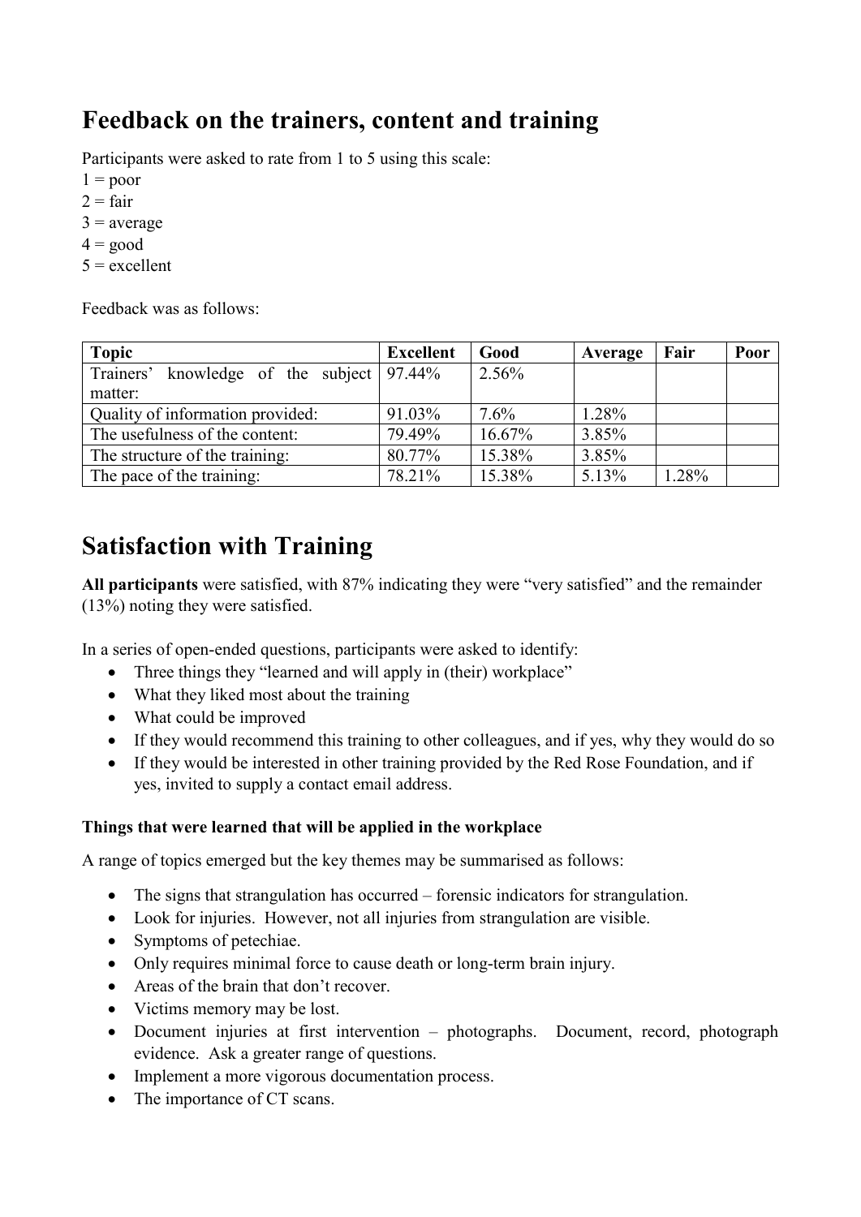# Feedback on the trainers, content and training

Participants were asked to rate from 1 to 5 using this scale:
1 = poor
2 = fair
3 = average
4 = good
5 = excellent

Feedback was as follows:

| Topic | Excellent | Good | Average | Fair | Poor |
|---|---|---|---|---|---|
| Trainers' knowledge of the subject matter: | 97.44% | 2.56% | | | |
| Quality of information provided: | 91.03% | 7.6% | 1.28% | | |
| The usefulness of the content: | 79.49% | 16.67% | 3.85% | | |
| The structure of the training: | 80.77% | 15.38% | 3.85% | | |
| The pace of the training: | 78.21% | 15.38% | 5.13% | 1.28% | |

# Satisfaction with Training

**All participants** were satisfied, with 87% indicating they were "very satisfied" and the remainder (13%) noting they were satisfied.

In a series of open-ended questions, participants were asked to identify:

- Three things they "learned and will apply in (their) workplace"
- What they liked most about the training
- What could be improved
- If they would recommend this training to other colleagues, and if yes, why they would do so
- If they would be interested in other training provided by the Red Rose Foundation, and if yes, invited to supply a contact email address.

### Things that were learned that will be applied in the workplace

A range of topics emerged but the key themes may be summarised as follows:

- The signs that strangulation has occurred – forensic indicators for strangulation.
- Look for injuries. However, not all injuries from strangulation are visible.
- Symptoms of petechiae.
- Only requires minimal force to cause death or long-term brain injury.
- Areas of the brain that don't recover.
- Victims memory may be lost.
- Document injuries at first intervention – photographs. Document, record, photograph evidence. Ask a greater range of questions.
- Implement a more vigorous documentation process.
- The importance of CT scans.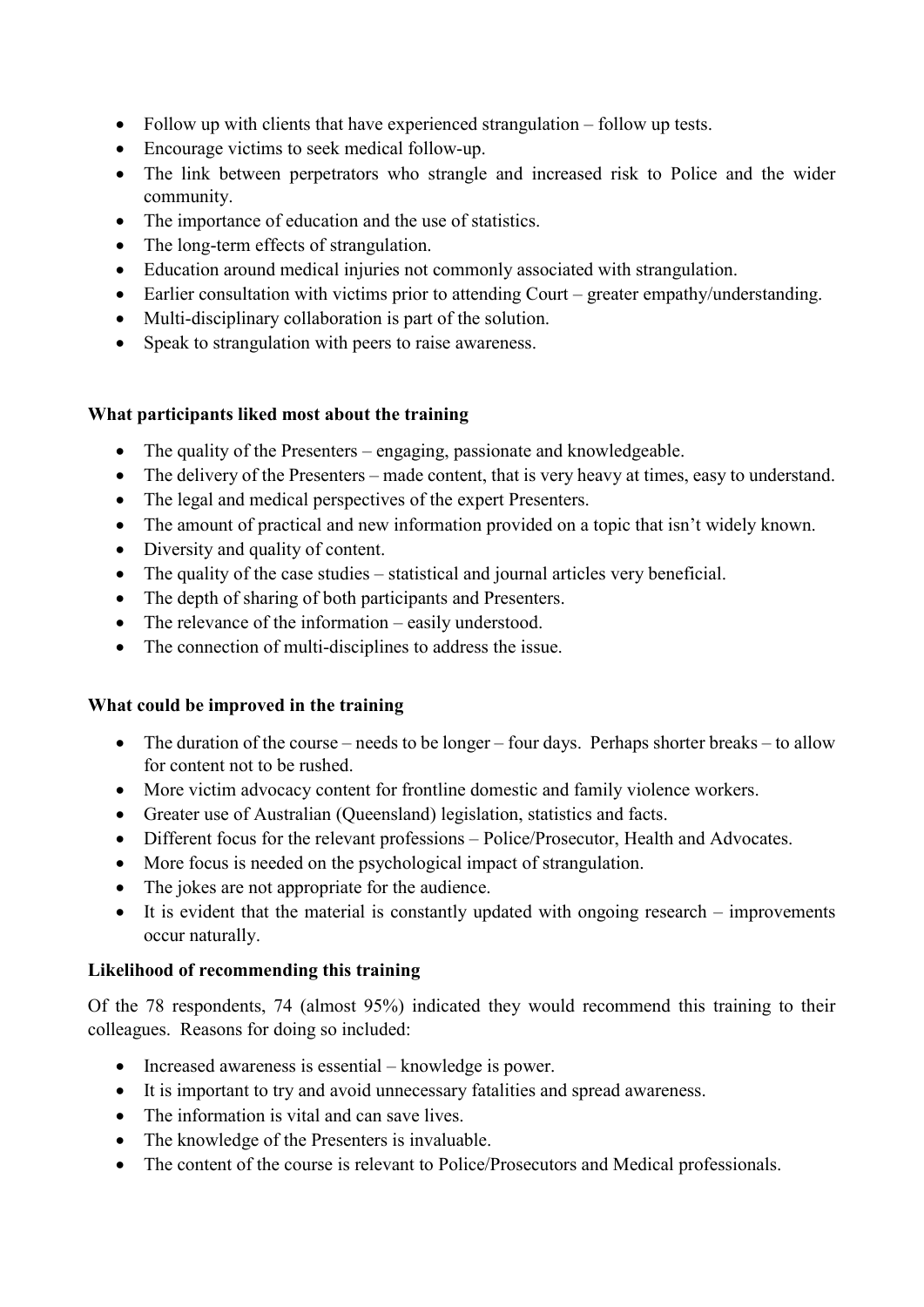- Follow up with clients that have experienced strangulation – follow up tests.
- Encourage victims to seek medical follow-up.
- The link between perpetrators who strangle and increased risk to Police and the wider community.
- The importance of education and the use of statistics.
- The long-term effects of strangulation.
- Education around medical injuries not commonly associated with strangulation.
- Earlier consultation with victims prior to attending Court – greater empathy/understanding.
- Multi-disciplinary collaboration is part of the solution.
- Speak to strangulation with peers to raise awareness.

**What participants liked most about the training**

- The quality of the Presenters – engaging, passionate and knowledgeable.
- The delivery of the Presenters – made content, that is very heavy at times, easy to understand.
- The legal and medical perspectives of the expert Presenters.
- The amount of practical and new information provided on a topic that isn't widely known.
- Diversity and quality of content.
- The quality of the case studies – statistical and journal articles very beneficial.
- The depth of sharing of both participants and Presenters.
- The relevance of the information – easily understood.
- The connection of multi-disciplines to address the issue.

**What could be improved in the training**

- The duration of the course – needs to be longer – four days. Perhaps shorter breaks – to allow for content not to be rushed.
- More victim advocacy content for frontline domestic and family violence workers.
- Greater use of Australian (Queensland) legislation, statistics and facts.
- Different focus for the relevant professions – Police/Prosecutor, Health and Advocates.
- More focus is needed on the psychological impact of strangulation.
- The jokes are not appropriate for the audience.
- It is evident that the material is constantly updated with ongoing research – improvements occur naturally.

**Likelihood of recommending this training**

Of the 78 respondents, 74 (almost 95%) indicated they would recommend this training to their colleagues. Reasons for doing so included:

- Increased awareness is essential – knowledge is power.
- It is important to try and avoid unnecessary fatalities and spread awareness.
- The information is vital and can save lives.
- The knowledge of the Presenters is invaluable.
- The content of the course is relevant to Police/Prosecutors and Medical professionals.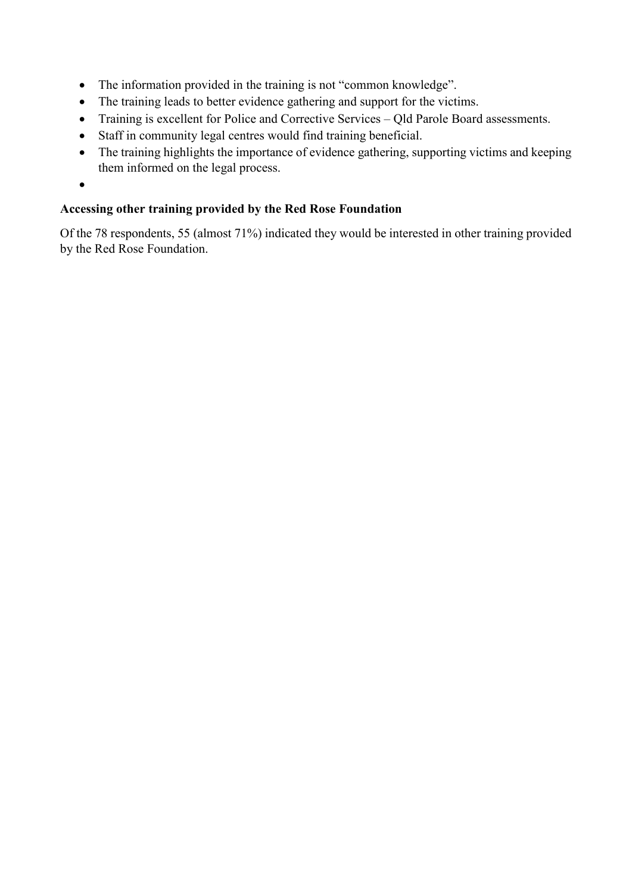- The information provided in the training is not "common knowledge".
- The training leads to better evidence gathering and support for the victims.
- Training is excellent for Police and Corrective Services – Qld Parole Board assessments.
- Staff in community legal centres would find training beneficial.
- The training highlights the importance of evidence gathering, supporting victims and keeping them informed on the legal process.
-

**Accessing other training provided by the Red Rose Foundation**

Of the 78 respondents, 55 (almost 71%) indicated they would be interested in other training provided by the Red Rose Foundation.